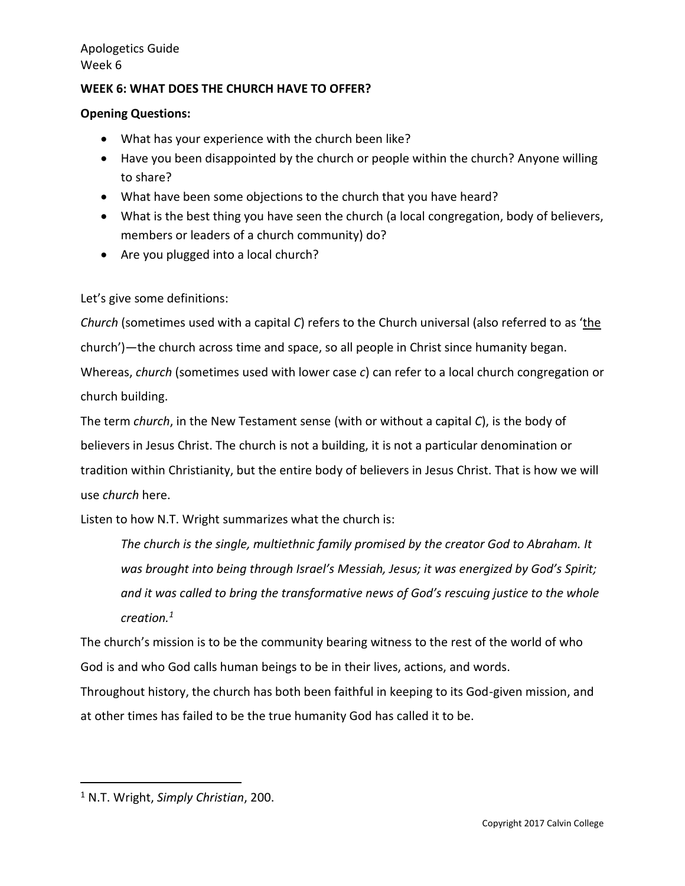Apologetics Guide
Week 6

**WEEK 6: WHAT DOES THE CHURCH HAVE TO OFFER?**

**Opening Questions:**

- What has your experience with the church been like?
- Have you been disappointed by the church or people within the church? Anyone willing to share?
- What have been some objections to the church that you have heard?
- What is the best thing you have seen the church (a local congregation, body of believers, members or leaders of a church community) do?
- Are you plugged into a local church?

Let's give some definitions:

*Church* (sometimes used with a capital *C*) refers to the Church universal (also referred to as 'the church')—the church across time and space, so all people in Christ since humanity began. Whereas, *church* (sometimes used with lower case *c*) can refer to a local church congregation or church building.

The term *church*, in the New Testament sense (with or without a capital *C*), is the body of believers in Jesus Christ. The church is not a building, it is not a particular denomination or tradition within Christianity, but the entire body of believers in Jesus Christ. That is how we will use *church* here.

Listen to how N.T. Wright summarizes what the church is:

> *The church is the single, multiethnic family promised by the creator God to Abraham. It was brought into being through Israel's Messiah, Jesus; it was energized by God's Spirit; and it was called to bring the transformative news of God's rescuing justice to the whole creation.*[1]

The church's mission is to be the community bearing witness to the rest of the world of who God is and who God calls human beings to be in their lives, actions, and words.

Throughout history, the church has both been faithful in keeping to its God-given mission, and at other times has failed to be the true humanity God has called it to be.

---

[1] N.T. Wright, *Simply Christian*, 200.

Copyright 2017 Calvin College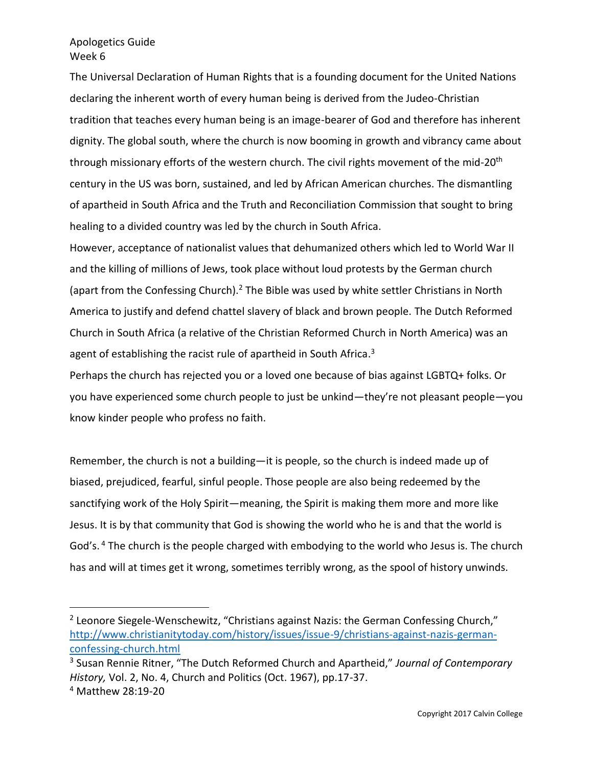The Universal Declaration of Human Rights that is a founding document for the United Nations declaring the inherent worth of every human being is derived from the Judeo-Christian tradition that teaches every human being is an image-bearer of God and therefore has inherent dignity. The global south, where the church is now booming in growth and vibrancy came about through missionary efforts of the western church. The civil rights movement of the mid-20th century in the US was born, sustained, and led by African American churches. The dismantling of apartheid in South Africa and the Truth and Reconciliation Commission that sought to bring healing to a divided country was led by the church in South Africa.

However, acceptance of nationalist values that dehumanized others which led to World War II and the killing of millions of Jews, took place without loud protests by the German church (apart from the Confessing Church).[2] The Bible was used by white settler Christians in North America to justify and defend chattel slavery of black and brown people. The Dutch Reformed Church in South Africa (a relative of the Christian Reformed Church in North America) was an agent of establishing the racist rule of apartheid in South Africa.[3]

Perhaps the church has rejected you or a loved one because of bias against LGBTQ+ folks. Or you have experienced some church people to just be unkind—they're not pleasant people—you know kinder people who profess no faith.

Remember, the church is not a building—it is people, so the church is indeed made up of biased, prejudiced, fearful, sinful people. Those people are also being redeemed by the sanctifying work of the Holy Spirit—meaning, the Spirit is making them more and more like Jesus. It is by that community that God is showing the world who he is and that the world is God's.[4] The church is the people charged with embodying to the world who Jesus is. The church has and will at times get it wrong, sometimes terribly wrong, as the spool of history unwinds.

---

[2] Leonore Siegele-Wenschewitz, "Christians against Nazis: the German Confessing Church," http://www.christianitytoday.com/history/issues/issue-9/christians-against-nazis-german-confessing-church.html

[3] Susan Rennie Ritner, "The Dutch Reformed Church and Apartheid," *Journal of Contemporary History,* Vol. 2, No. 4, Church and Politics (Oct. 1967), pp.17-37.

[4] Matthew 28:19-20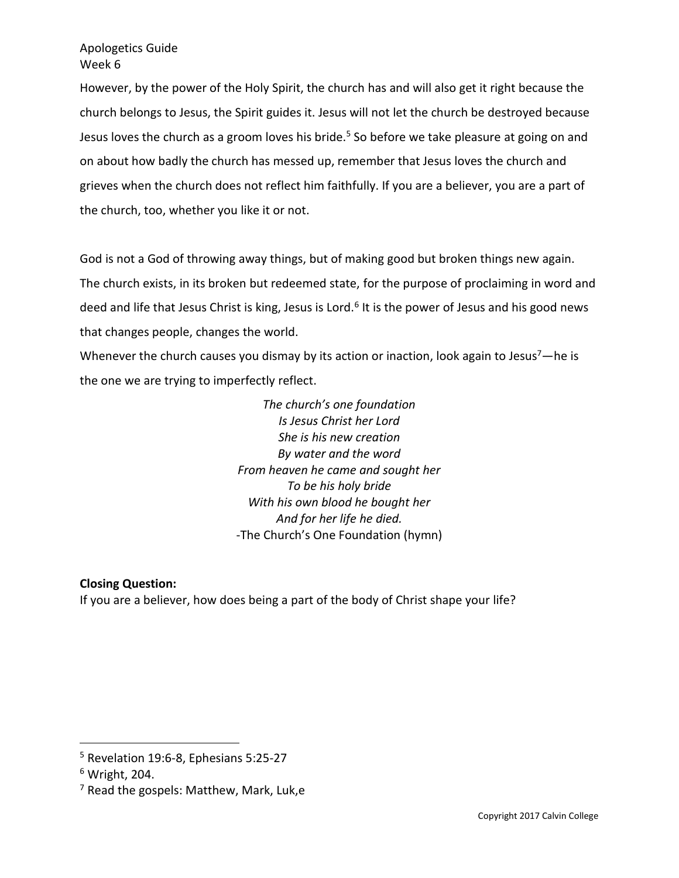However, by the power of the Holy Spirit, the church has and will also get it right because the church belongs to Jesus, the Spirit guides it. Jesus will not let the church be destroyed because Jesus loves the church as a groom loves his bride.[5] So before we take pleasure at going on and on about how badly the church has messed up, remember that Jesus loves the church and grieves when the church does not reflect him faithfully. If you are a believer, you are a part of the church, too, whether you like it or not.

God is not a God of throwing away things, but of making good but broken things new again. The church exists, in its broken but redeemed state, for the purpose of proclaiming in word and deed and life that Jesus Christ is king, Jesus is Lord.[6] It is the power of Jesus and his good news that changes people, changes the world.

Whenever the church causes you dismay by its action or inaction, look again to Jesus[7]—he is the one we are trying to imperfectly reflect.

*The church's one foundation*
*Is Jesus Christ her Lord*
*She is his new creation*
*By water and the word*
*From heaven he came and sought her*
*To be his holy bride*
*With his own blood he bought her*
*And for her life he died.*
-The Church's One Foundation (hymn)

**Closing Question:**
If you are a believer, how does being a part of the body of Christ shape your life?

---

[5] Revelation 19:6-8, Ephesians 5:25-27

[6] Wright, 204.

[7] Read the gospels: Matthew, Mark, Luk,e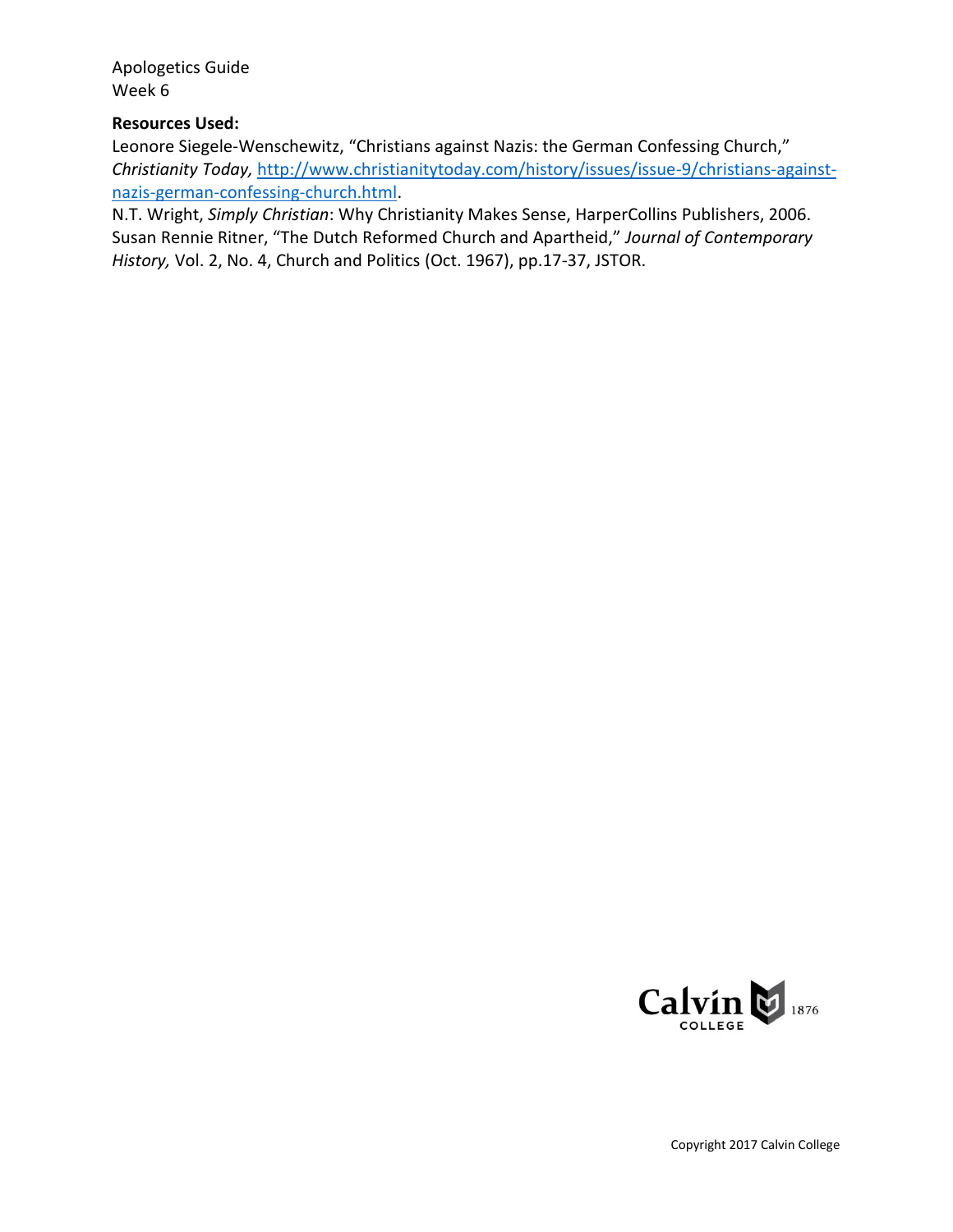Apologetics Guide
Week 6

**Resources Used:**

Leonore Siegele-Wenschewitz, "Christians against Nazis: the German Confessing Church," *Christianity Today,* http://www.christianitytoday.com/history/issues/issue-9/christians-against-nazis-german-confessing-church.html.

N.T. Wright, *Simply Christian*: Why Christianity Makes Sense, HarperCollins Publishers, 2006.

Susan Rennie Ritner, "The Dutch Reformed Church and Apartheid," *Journal of Contemporary History,* Vol. 2, No. 4, Church and Politics (Oct. 1967), pp.17-37, JSTOR.

Calvin College 1876

Copyright 2017 Calvin College